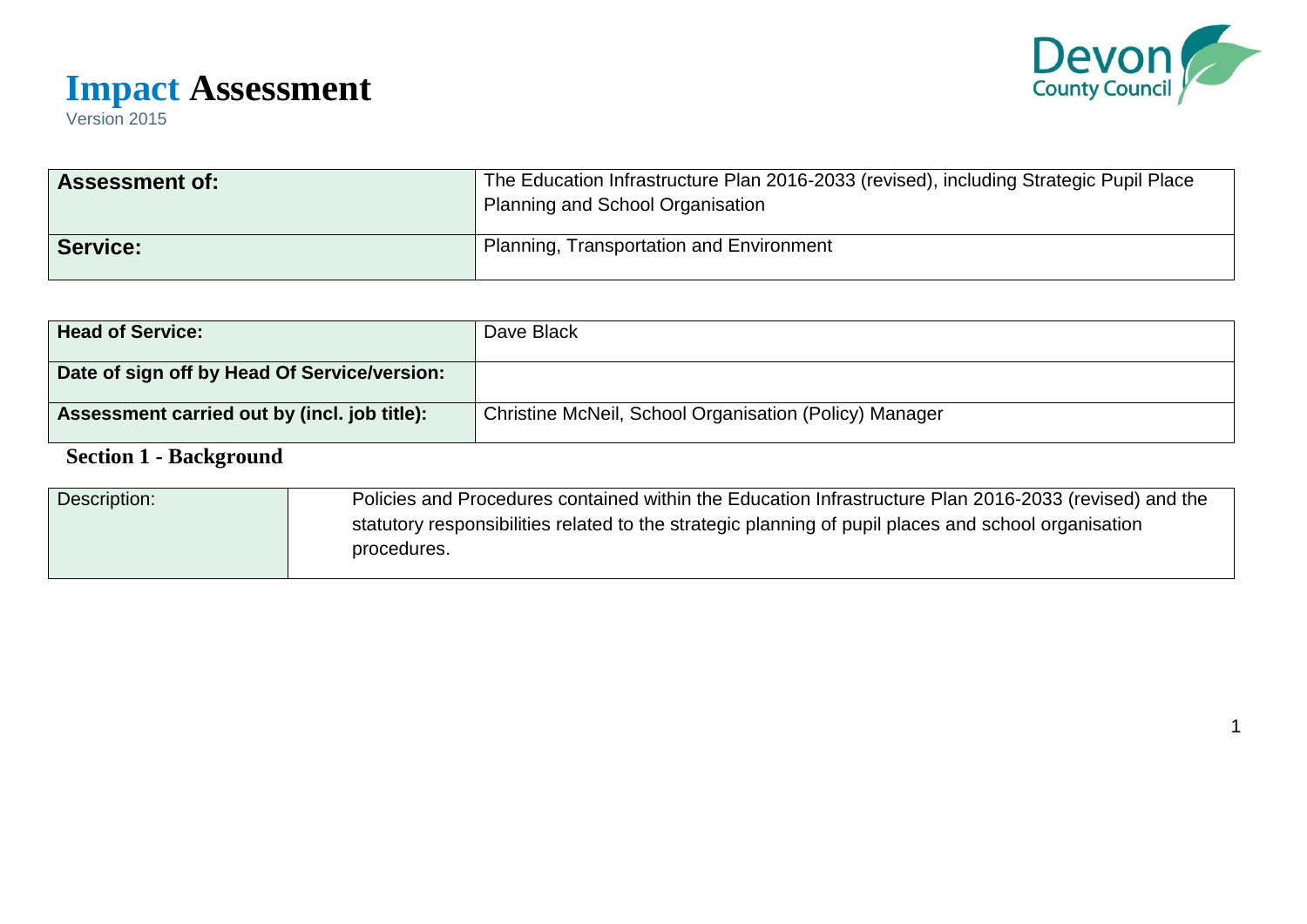# Impact Assessment

Version 2015

| Assessment of: | The Education Infrastructure Plan 2016-2033 (revised), including Strategic Pupil Place Planning and School Organisation |
|---|---|
| **Service:** | Planning, Transportation and Environment |

| Head of Service: | Dave Black |
|---|---|
| **Date of sign off by Head Of Service/version:** | |
| **Assessment carried out by (incl. job title):** | Christine McNeil, School Organisation (Policy) Manager |

## Section 1 - Background

| Description: | Policies and Procedures contained within the Education Infrastructure Plan 2016-2033 (revised) and the statutory responsibilities related to the strategic planning of pupil places and school organisation procedures. |
|---|---|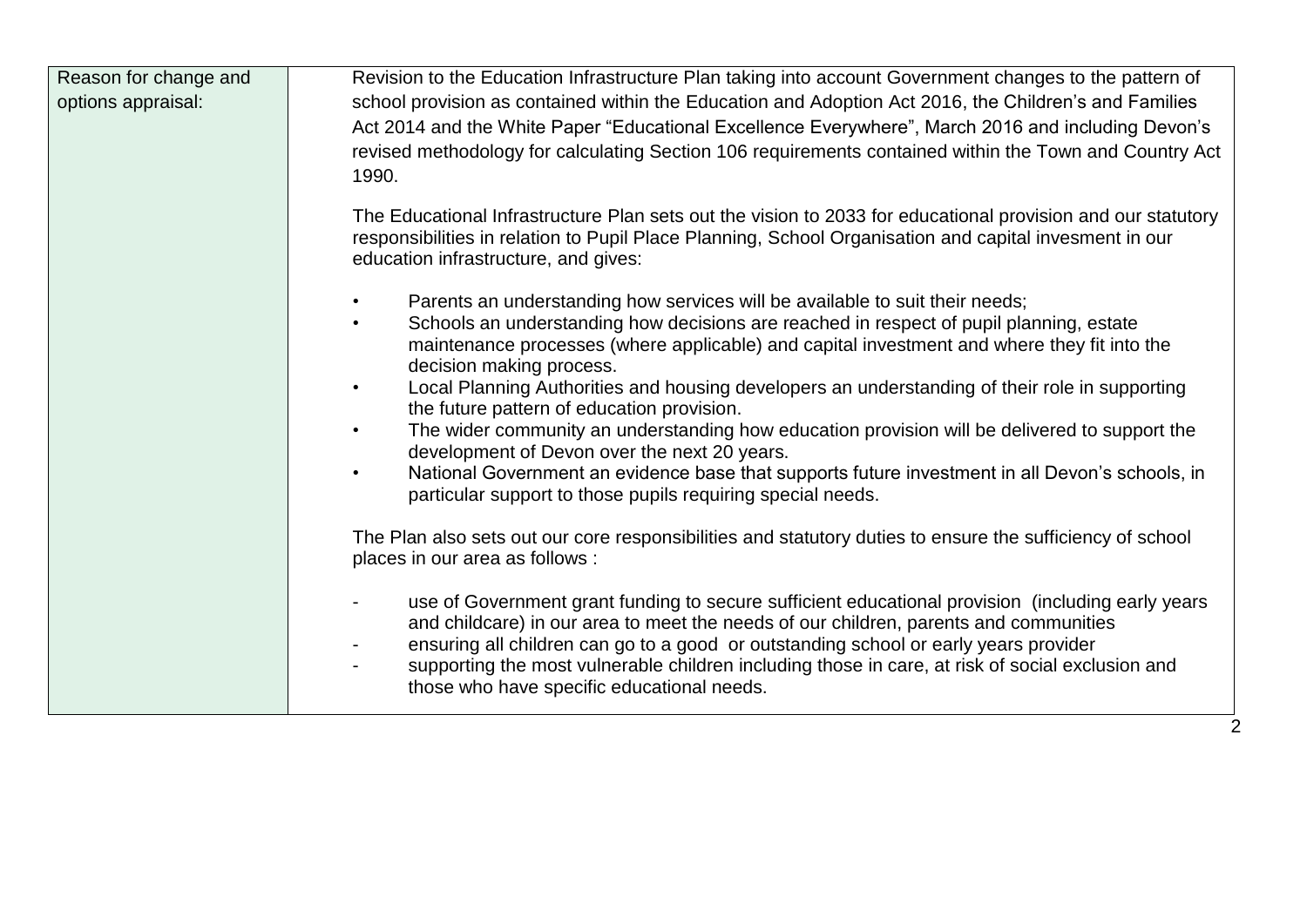| Reason for change and options appraisal: | Revision to the Education Infrastructure Plan taking into account Government changes to the pattern of school provision as contained within the Education and Adoption Act 2016, the Children's and Families Act 2014 and the White Paper "Educational Excellence Everywhere", March 2016 and including Devon's revised methodology for calculating Section 106 requirements contained within the Town and Country Act 1990.<br><br>The Educational Infrastructure Plan sets out the vision to 2033 for educational provision and our statutory responsibilities in relation to Pupil Place Planning, School Organisation and capital invesment in our education infrastructure, and gives:<br><br>• Parents an understanding how services will be available to suit their needs;<br>• Schools an understanding how decisions are reached in respect of pupil planning, estate maintenance processes (where applicable) and capital investment and where they fit into the decision making process.<br>• Local Planning Authorities and housing developers an understanding of their role in supporting the future pattern of education provision.<br>• The wider community an understanding how education provision will be delivered to support the development of Devon over the next 20 years.<br>• National Government an evidence base that supports future investment in all Devon's schools, in particular support to those pupils requiring special needs.<br><br>The Plan also sets out our core responsibilities and statutory duties to ensure the sufficiency of school places in our area as follows :<br><br>- use of Government grant funding to secure sufficient educational provision (including early years and childcare) in our area to meet the needs of our children, parents and communities<br>- ensuring all children can go to a good or outstanding school or early years provider<br>- supporting the most vulnerable children including those in care, at risk of social exclusion and those who have specific educational needs. |
|---|---|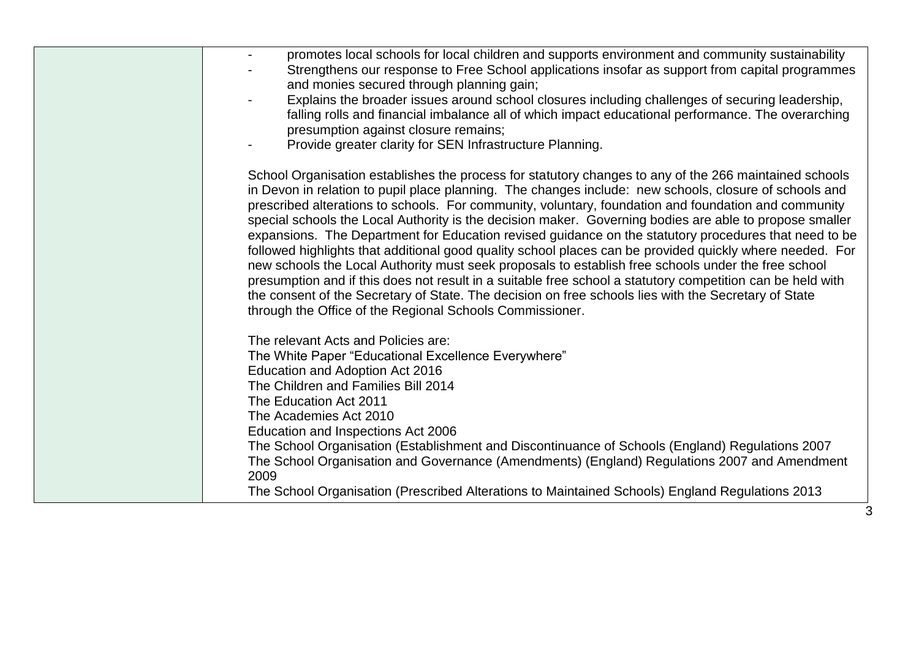| | - promotes local schools for local children and supports environment and community sustainability<br>- Strengthens our response to Free School applications insofar as support from capital programmes and monies secured through planning gain;<br>- Explains the broader issues around school closures including challenges of securing leadership, falling rolls and financial imbalance all of which impact educational performance. The overarching presumption against closure remains;<br>- Provide greater clarity for SEN Infrastructure Planning.<br><br>School Organisation establishes the process for statutory changes to any of the 266 maintained schools in Devon in relation to pupil place planning. The changes include: new schools, closure of schools and prescribed alterations to schools. For community, voluntary, foundation and foundation and community special schools the Local Authority is the decision maker. Governing bodies are able to propose smaller expansions. The Department for Education revised guidance on the statutory procedures that need to be followed highlights that additional good quality school places can be provided quickly where needed. For new schools the Local Authority must seek proposals to establish free schools under the free school presumption and if this does not result in a suitable free school a statutory competition can be held with the consent of the Secretary of State. The decision on free schools lies with the Secretary of State through the Office of the Regional Schools Commissioner.<br><br>The relevant Acts and Policies are:<br>The White Paper "Educational Excellence Everywhere"<br>Education and Adoption Act 2016<br>The Children and Families Bill 2014<br>The Education Act 2011<br>The Academies Act 2010<br>Education and Inspections Act 2006<br>The School Organisation (Establishment and Discontinuance of Schools (England) Regulations 2007<br>The School Organisation and Governance (Amendments) (England) Regulations 2007 and Amendment 2009<br>The School Organisation (Prescribed Alterations to Maintained Schools) England Regulations 2013 |
|---|---|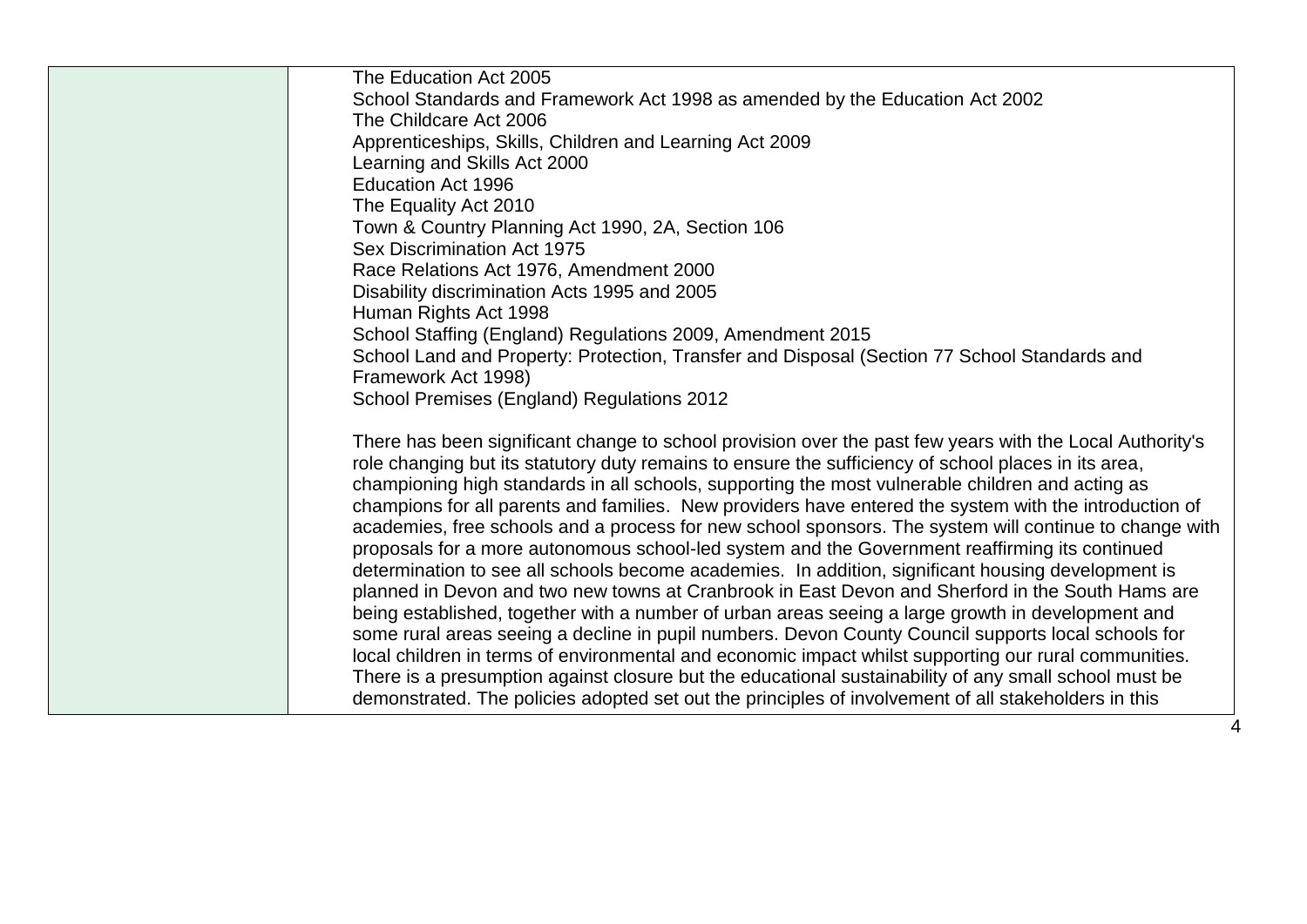| | The Education Act 2005<br>School Standards and Framework Act 1998 as amended by the Education Act 2002<br>The Childcare Act 2006<br>Apprenticeships, Skills, Children and Learning Act 2009<br>Learning and Skills Act 2000<br>Education Act 1996<br>The Equality Act 2010<br>Town & Country Planning Act 1990, 2A, Section 106<br>Sex Discrimination Act 1975<br>Race Relations Act 1976, Amendment 2000<br>Disability discrimination Acts 1995 and 2005<br>Human Rights Act 1998<br>School Staffing (England) Regulations 2009, Amendment 2015<br>School Land and Property: Protection, Transfer and Disposal (Section 77 School Standards and Framework Act 1998)<br>School Premises (England) Regulations 2012<br><br>There has been significant change to school provision over the past few years with the Local Authority's role changing but its statutory duty remains to ensure the sufficiency of school places in its area, championing high standards in all schools, supporting the most vulnerable children and acting as champions for all parents and families. New providers have entered the system with the introduction of academies, free schools and a process for new school sponsors. The system will continue to change with proposals for a more autonomous school-led system and the Government reaffirming its continued determination to see all schools become academies. In addition, significant housing development is planned in Devon and two new towns at Cranbrook in East Devon and Sherford in the South Hams are being established, together with a number of urban areas seeing a large growth in development and some rural areas seeing a decline in pupil numbers. Devon County Council supports local schools for local children in terms of environmental and economic impact whilst supporting our rural communities. There is a presumption against closure but the educational sustainability of any small school must be demonstrated. The policies adopted set out the principles of involvement of all stakeholders in this |
|---|---|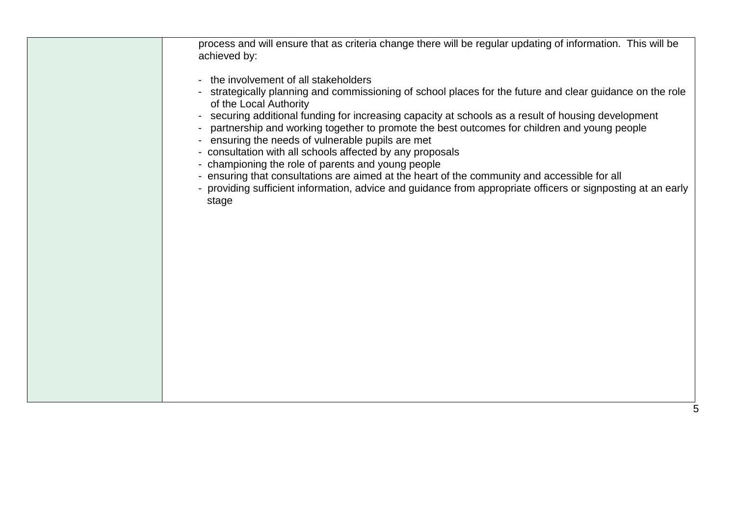| | |
|---|---|
| | process and will ensure that as criteria change there will be regular updating of information. This will be achieved by:<br><br>- the involvement of all stakeholders<br>- strategically planning and commissioning of school places for the future and clear guidance on the role of the Local Authority<br>- securing additional funding for increasing capacity at schools as a result of housing development<br>- partnership and working together to promote the best outcomes for children and young people<br>- ensuring the needs of vulnerable pupils are met<br>- consultation with all schools affected by any proposals<br>- championing the role of parents and young people<br>- ensuring that consultations are aimed at the heart of the community and accessible for all<br>- providing sufficient information, advice and guidance from appropriate officers or signposting at an early stage |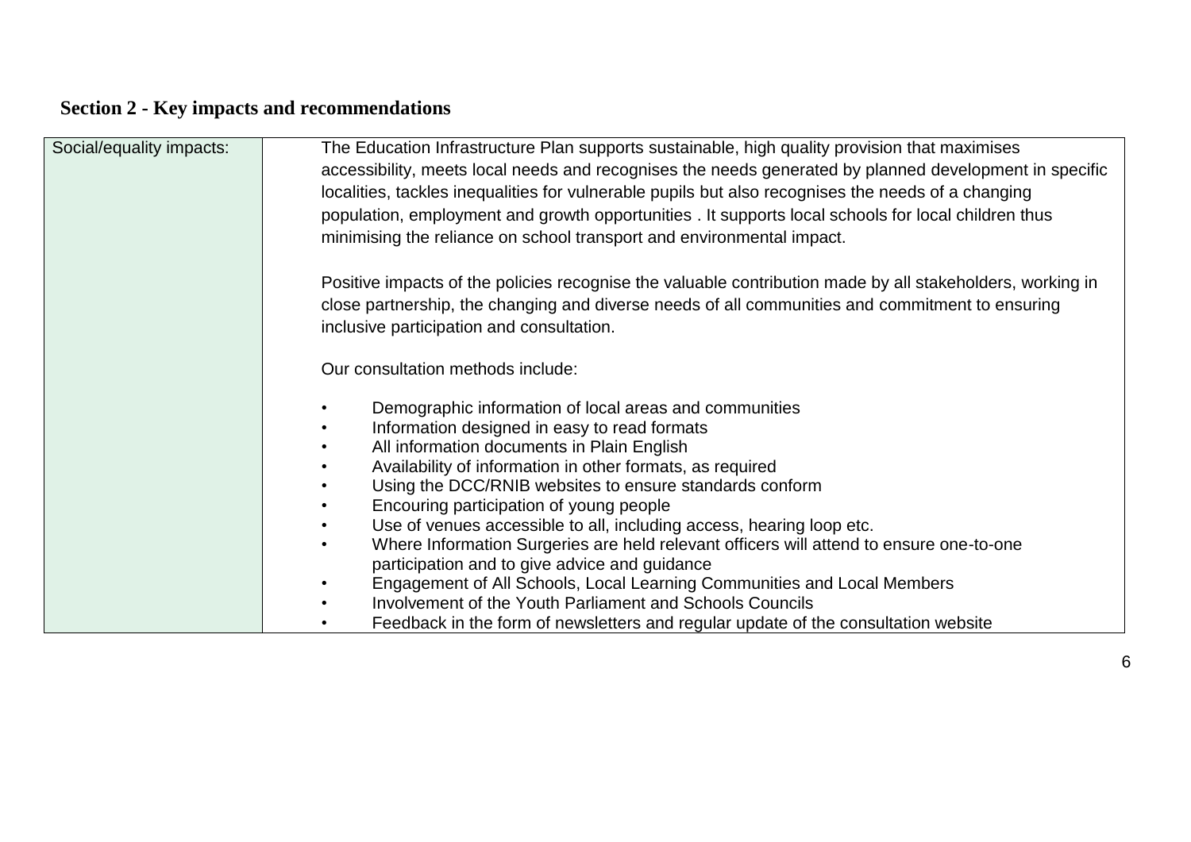## Section 2 - Key impacts and recommendations

| Social/equality impacts: | The Education Infrastructure Plan supports sustainable, high quality provision that maximises accessibility, meets local needs and recognises the needs generated by planned development in specific localities, tackles inequalities for vulnerable pupils but also recognises the needs of a changing population, employment and growth opportunities . It supports local schools for local children thus minimising the reliance on school transport and environmental impact.<br><br>Positive impacts of the policies recognise the valuable contribution made by all stakeholders, working in close partnership, the changing and diverse needs of all communities and commitment to ensuring inclusive participation and consultation.<br><br>Our consultation methods include:<br><br>• Demographic information of local areas and communities<br>• Information designed in easy to read formats<br>• All information documents in Plain English<br>• Availability of information in other formats, as required<br>• Using the DCC/RNIB websites to ensure standards conform<br>• Encouring participation of young people<br>• Use of venues accessible to all, including access, hearing loop etc.<br>• Where Information Surgeries are held relevant officers will attend to ensure one-to-one participation and to give advice and guidance<br>• Engagement of All Schools, Local Learning Communities and Local Members<br>• Involvement of the Youth Parliament and Schools Councils<br>• Feedback in the form of newsletters and regular update of the consultation website |
|---|---|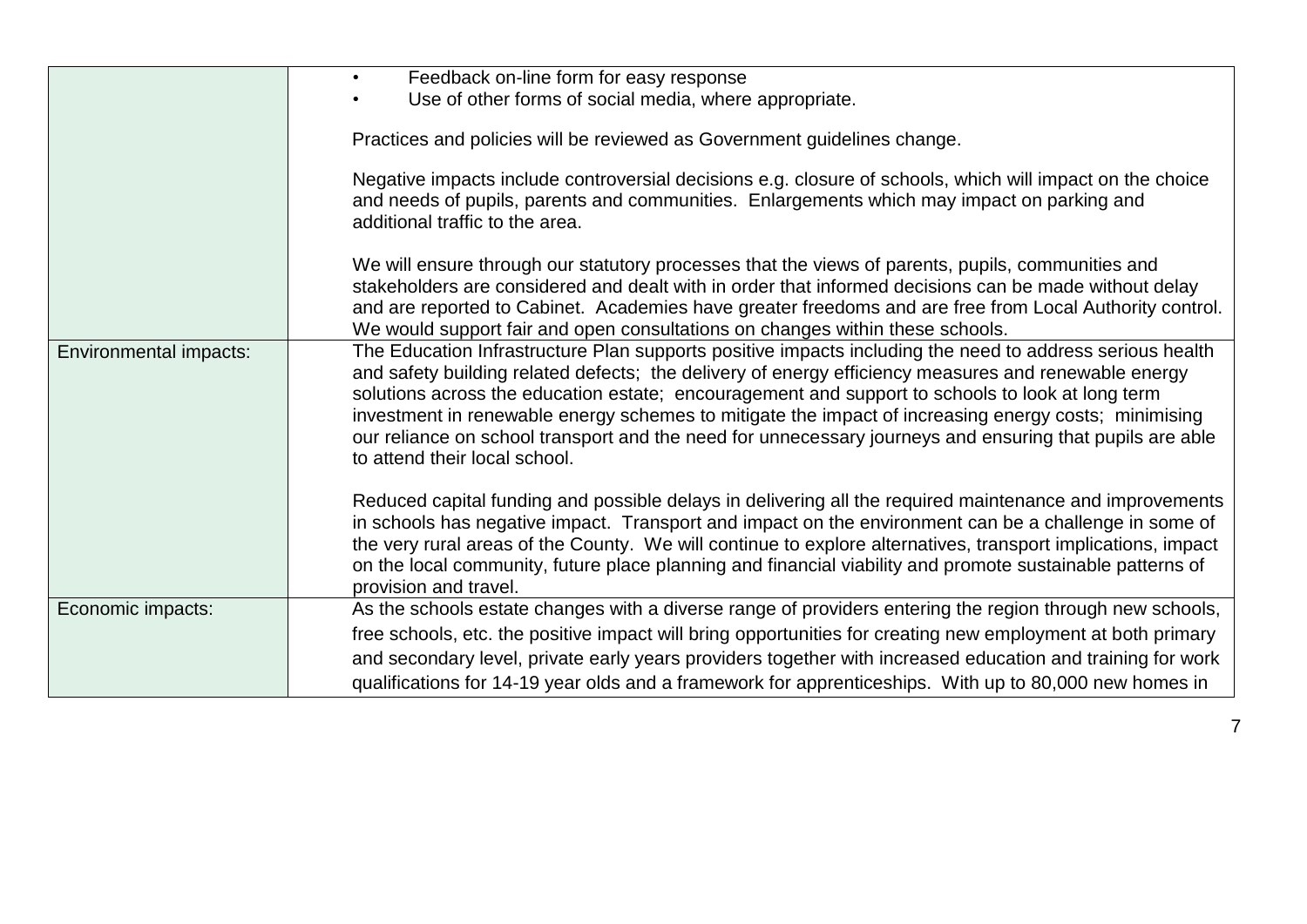| | |
|---|---|
| | • Feedback on-line form for easy response<br>• Use of other forms of social media, where appropriate.<br><br>Practices and policies will be reviewed as Government guidelines change.<br><br>Negative impacts include controversial decisions e.g. closure of schools, which will impact on the choice and needs of pupils, parents and communities. Enlargements which may impact on parking and additional traffic to the area.<br><br>We will ensure through our statutory processes that the views of parents, pupils, communities and stakeholders are considered and dealt with in order that informed decisions can be made without delay and are reported to Cabinet. Academies have greater freedoms and are free from Local Authority control. We would support fair and open consultations on changes within these schools. |
| Environmental impacts: | The Education Infrastructure Plan supports positive impacts including the need to address serious health and safety building related defects; the delivery of energy efficiency measures and renewable energy solutions across the education estate; encouragement and support to schools to look at long term investment in renewable energy schemes to mitigate the impact of increasing energy costs; minimising our reliance on school transport and the need for unnecessary journeys and ensuring that pupils are able to attend their local school.<br><br>Reduced capital funding and possible delays in delivering all the required maintenance and improvements in schools has negative impact. Transport and impact on the environment can be a challenge in some of the very rural areas of the County. We will continue to explore alternatives, transport implications, impact on the local community, future place planning and financial viability and promote sustainable patterns of provision and travel. |
| Economic impacts: | As the schools estate changes with a diverse range of providers entering the region through new schools, free schools, etc. the positive impact will bring opportunities for creating new employment at both primary and secondary level, private early years providers together with increased education and training for work qualifications for 14-19 year olds and a framework for apprenticeships. With up to 80,000 new homes in |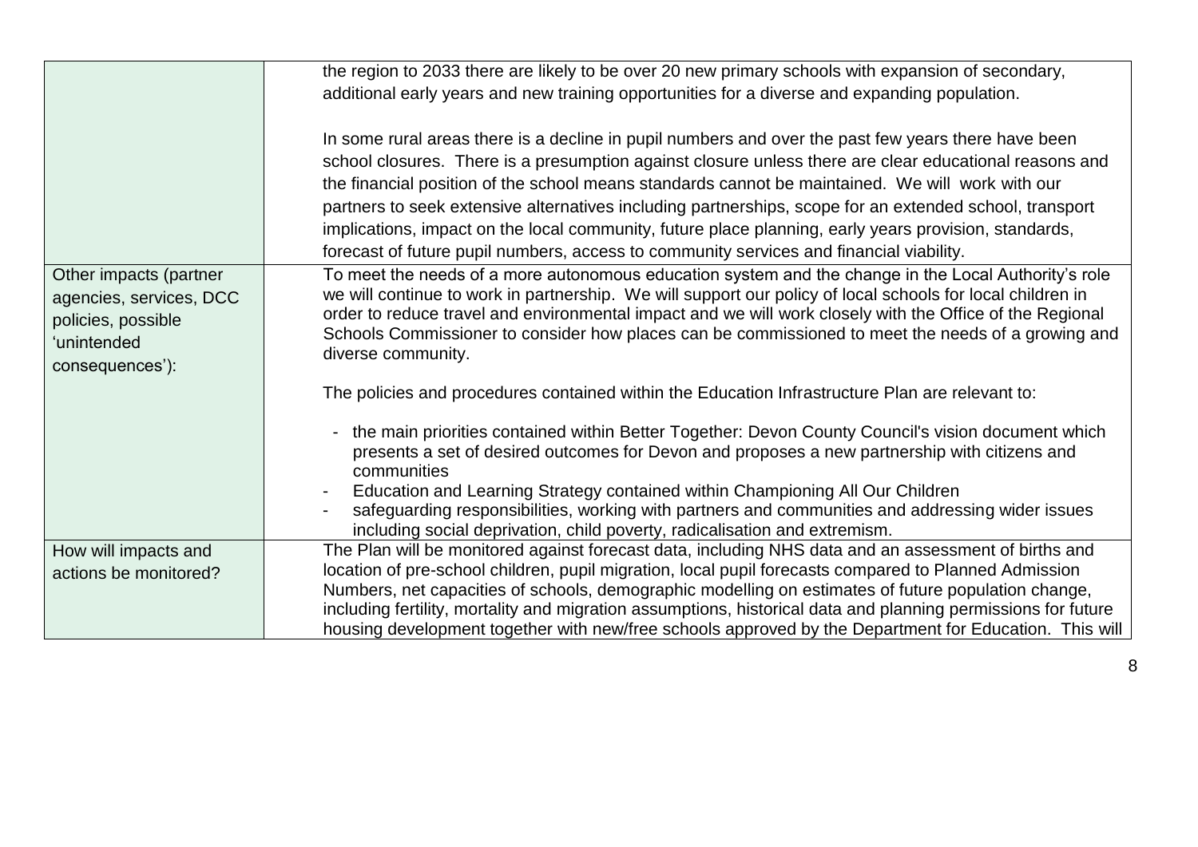| | |
|---|---|
| | the region to 2033 there are likely to be over 20 new primary schools with expansion of secondary, additional early years and new training opportunities for a diverse and expanding population.<br><br>In some rural areas there is a decline in pupil numbers and over the past few years there have been school closures. There is a presumption against closure unless there are clear educational reasons and the financial position of the school means standards cannot be maintained. We will work with our partners to seek extensive alternatives including partnerships, scope for an extended school, transport implications, impact on the local community, future place planning, early years provision, standards, forecast of future pupil numbers, access to community services and financial viability. |
| Other impacts (partner agencies, services, DCC policies, possible 'unintended consequences'): | To meet the needs of a more autonomous education system and the change in the Local Authority's role we will continue to work in partnership. We will support our policy of local schools for local children in order to reduce travel and environmental impact and we will work closely with the Office of the Regional Schools Commissioner to consider how places can be commissioned to meet the needs of a growing and diverse community.<br><br>The policies and procedures contained within the Education Infrastructure Plan are relevant to:<br><br>- the main priorities contained within Better Together: Devon County Council's vision document which presents a set of desired outcomes for Devon and proposes a new partnership with citizens and communities<br>- Education and Learning Strategy contained within Championing All Our Children<br>- safeguarding responsibilities, working with partners and communities and addressing wider issues including social deprivation, child poverty, radicalisation and extremism. |
| How will impacts and actions be monitored? | The Plan will be monitored against forecast data, including NHS data and an assessment of births and location of pre-school children, pupil migration, local pupil forecasts compared to Planned Admission Numbers, net capacities of schools, demographic modelling on estimates of future population change, including fertility, mortality and migration assumptions, historical data and planning permissions for future housing development together with new/free schools approved by the Department for Education. This will |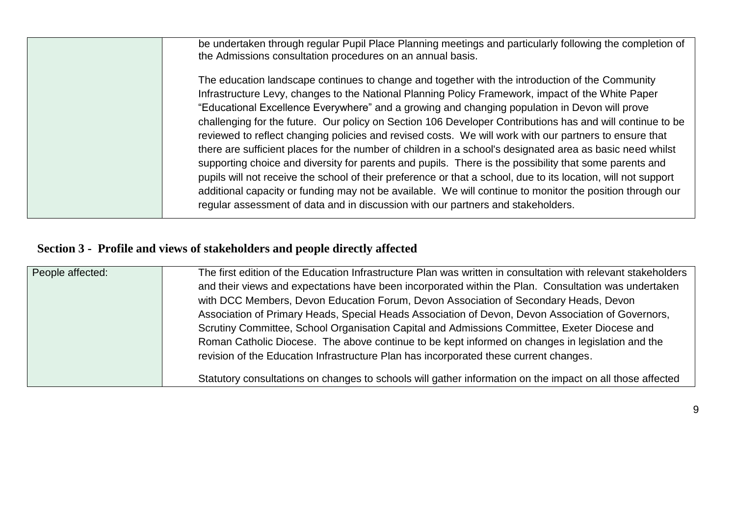| | |
|---|---|
| | be undertaken through regular Pupil Place Planning meetings and particularly following the completion of the Admissions consultation procedures on an annual basis.<br><br>The education landscape continues to change and together with the introduction of the Community Infrastructure Levy, changes to the National Planning Policy Framework, impact of the White Paper "Educational Excellence Everywhere" and a growing and changing population in Devon will prove challenging for the future. Our policy on Section 106 Developer Contributions has and will continue to be reviewed to reflect changing policies and revised costs. We will work with our partners to ensure that there are sufficient places for the number of children in a school's designated area as basic need whilst supporting choice and diversity for parents and pupils. There is the possibility that some parents and pupils will not receive the school of their preference or that a school, due to its location, will not support additional capacity or funding may not be available. We will continue to monitor the position through our regular assessment of data and in discussion with our partners and stakeholders. |

## Section 3 - Profile and views of stakeholders and people directly affected

| | |
|---|---|
| People affected: | The first edition of the Education Infrastructure Plan was written in consultation with relevant stakeholders and their views and expectations have been incorporated within the Plan. Consultation was undertaken with DCC Members, Devon Education Forum, Devon Association of Secondary Heads, Devon Association of Primary Heads, Special Heads Association of Devon, Devon Association of Governors, Scrutiny Committee, School Organisation Capital and Admissions Committee, Exeter Diocese and Roman Catholic Diocese. The above continue to be kept informed on changes in legislation and the revision of the Education Infrastructure Plan has incorporated these current changes.<br><br>Statutory consultations on changes to schools will gather information on the impact on all those affected |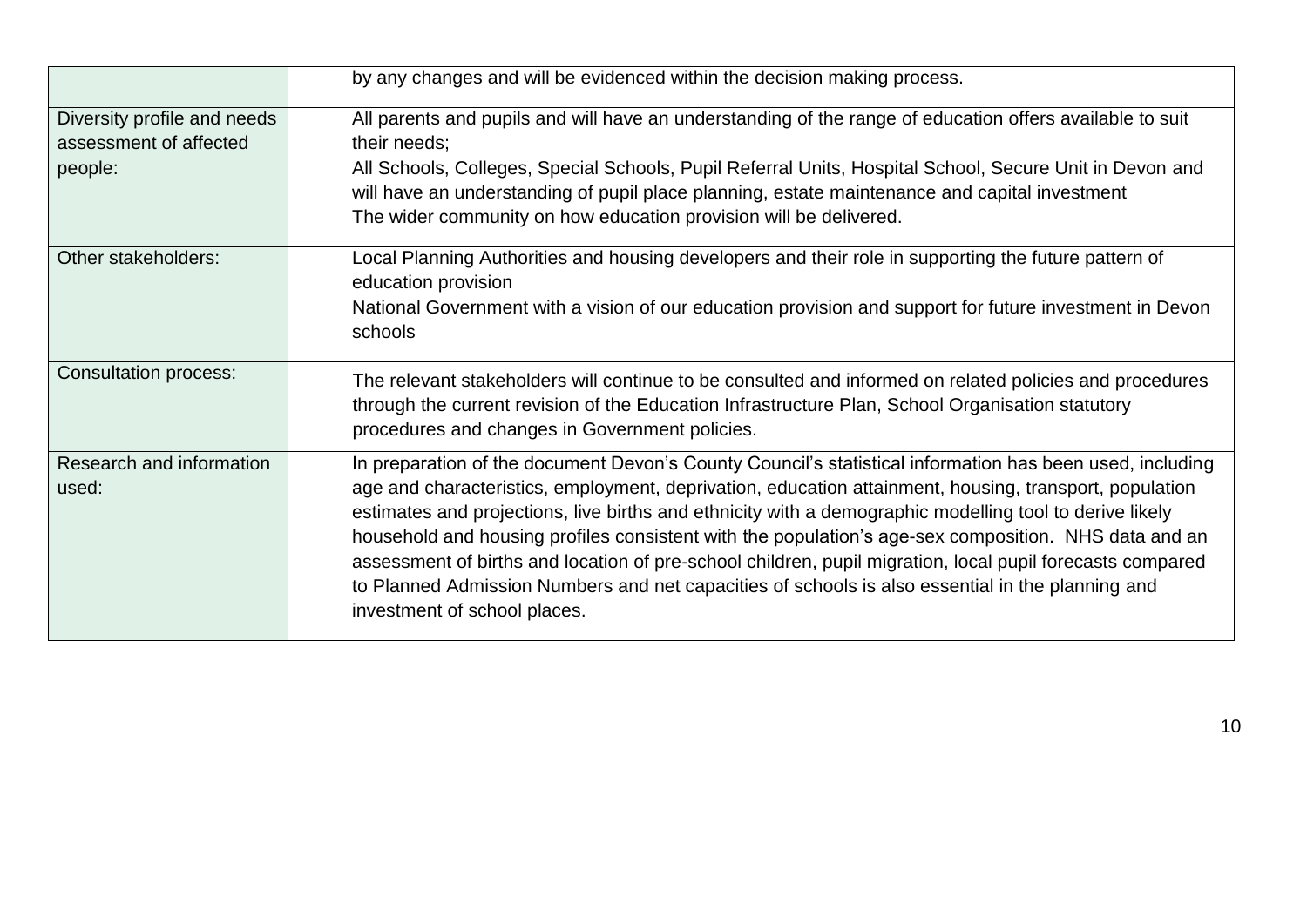| | |
|---|---|
| | by any changes and will be evidenced within the decision making process. |
| Diversity profile and needs assessment of affected people: | All parents and pupils and will have an understanding of the range of education offers available to suit their needs;<br>All Schools, Colleges, Special Schools, Pupil Referral Units, Hospital School, Secure Unit in Devon and will have an understanding of pupil place planning, estate maintenance and capital investment<br>The wider community on how education provision will be delivered. |
| Other stakeholders: | Local Planning Authorities and housing developers and their role in supporting the future pattern of education provision<br>National Government with a vision of our education provision and support for future investment in Devon schools |
| Consultation process: | The relevant stakeholders will continue to be consulted and informed on related policies and procedures through the current revision of the Education Infrastructure Plan, School Organisation statutory procedures and changes in Government policies. |
| Research and information used: | In preparation of the document Devon's County Council's statistical information has been used, including age and characteristics, employment, deprivation, education attainment, housing, transport, population estimates and projections, live births and ethnicity with a demographic modelling tool to derive likely household and housing profiles consistent with the population's age-sex composition. NHS data and an assessment of births and location of pre-school children, pupil migration, local pupil forecasts compared to Planned Admission Numbers and net capacities of schools is also essential in the planning and investment of school places. |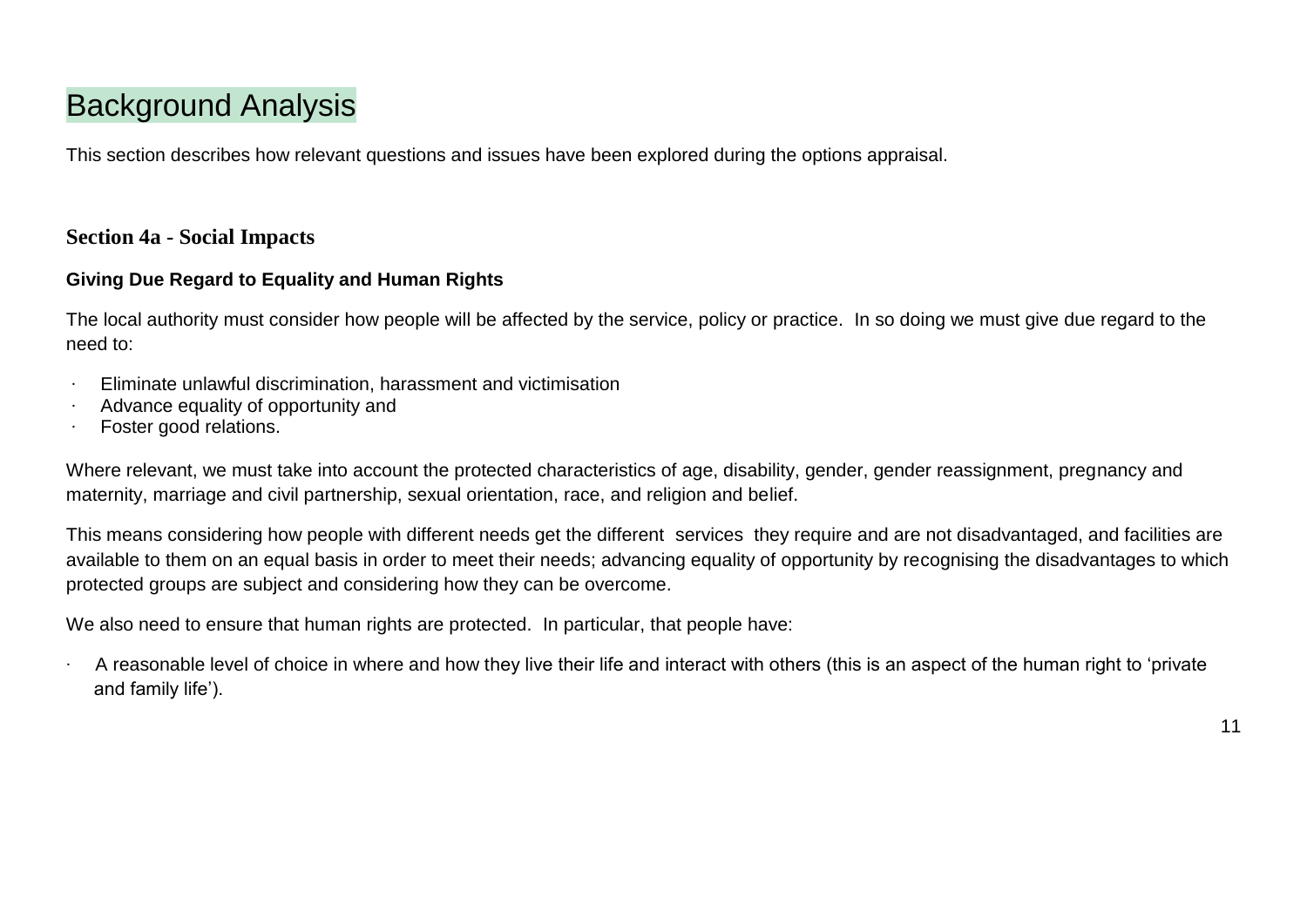# Background Analysis

This section describes how relevant questions and issues have been explored during the options appraisal.

## Section 4a - Social Impacts

**Giving Due Regard to Equality and Human Rights**

The local authority must consider how people will be affected by the service, policy or practice. In so doing we must give due regard to the need to:

- Eliminate unlawful discrimination, harassment and victimisation
- Advance equality of opportunity and
- Foster good relations.

Where relevant, we must take into account the protected characteristics of age, disability, gender, gender reassignment, pregnancy and maternity, marriage and civil partnership, sexual orientation, race, and religion and belief.

This means considering how people with different needs get the different services they require and are not disadvantaged, and facilities are available to them on an equal basis in order to meet their needs; advancing equality of opportunity by recognising the disadvantages to which protected groups are subject and considering how they can be overcome.

We also need to ensure that human rights are protected. In particular, that people have:

- A reasonable level of choice in where and how they live their life and interact with others (this is an aspect of the human right to 'private and family life').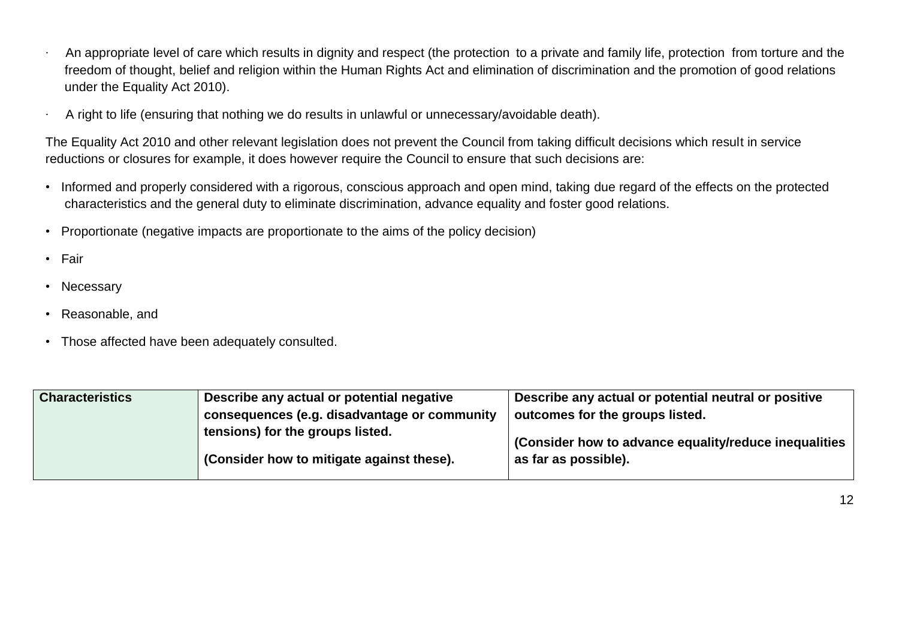- An appropriate level of care which results in dignity and respect (the protection to a private and family life, protection from torture and the freedom of thought, belief and religion within the Human Rights Act and elimination of discrimination and the promotion of good relations under the Equality Act 2010).
- A right to life (ensuring that nothing we do results in unlawful or unnecessary/avoidable death).

The Equality Act 2010 and other relevant legislation does not prevent the Council from taking difficult decisions which result in service reductions or closures for example, it does however require the Council to ensure that such decisions are:

- Informed and properly considered with a rigorous, conscious approach and open mind, taking due regard of the effects on the protected characteristics and the general duty to eliminate discrimination, advance equality and foster good relations.
- Proportionate (negative impacts are proportionate to the aims of the policy decision)
- Fair
- Necessary
- Reasonable, and
- Those affected have been adequately consulted.

| **Characteristics** | **Describe any actual or potential negative consequences (e.g. disadvantage or community tensions) for the groups listed.**<br><br>**(Consider how to mitigate against these).** | **Describe any actual or potential neutral or positive outcomes for the groups listed.**<br><br>**(Consider how to advance equality/reduce inequalities as far as possible).** |
|---|---|---|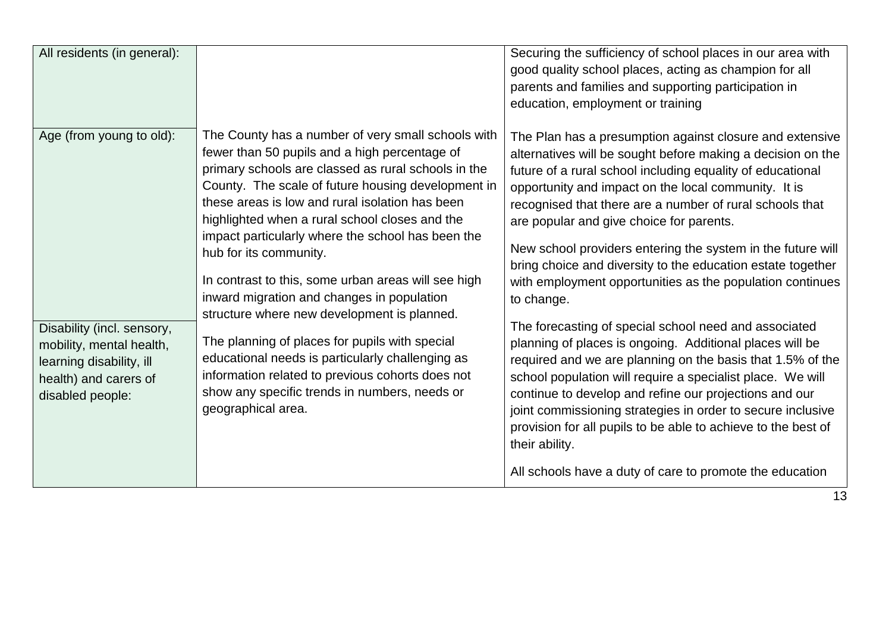| | | |
|---|---|---|
| All residents (in general): | | Securing the sufficiency of school places in our area with good quality school places, acting as champion for all parents and families and supporting participation in education, employment or training |
| Age (from young to old): | The County has a number of very small schools with fewer than 50 pupils and a high percentage of primary schools are classed as rural schools in the County. The scale of future housing development in these areas is low and rural isolation has been highlighted when a rural school closes and the impact particularly where the school has been the hub for its community.<br><br>In contrast to this, some urban areas will see high inward migration and changes in population structure where new development is planned. | The Plan has a presumption against closure and extensive alternatives will be sought before making a decision on the future of a rural school including equality of educational opportunity and impact on the local community. It is recognised that there are a number of rural schools that are popular and give choice for parents.<br><br>New school providers entering the system in the future will bring choice and diversity to the education estate together with employment opportunities as the population continues to change. |
| Disability (incl. sensory, mobility, mental health, learning disability, ill health) and carers of disabled people: | The planning of places for pupils with special educational needs is particularly challenging as information related to previous cohorts does not show any specific trends in numbers, needs or geographical area. | The forecasting of special school need and associated planning of places is ongoing. Additional places will be required and we are planning on the basis that 1.5% of the school population will require a specialist place. We will continue to develop and refine our projections and our joint commissioning strategies in order to secure inclusive provision for all pupils to be able to achieve to the best of their ability.<br><br>All schools have a duty of care to promote the education |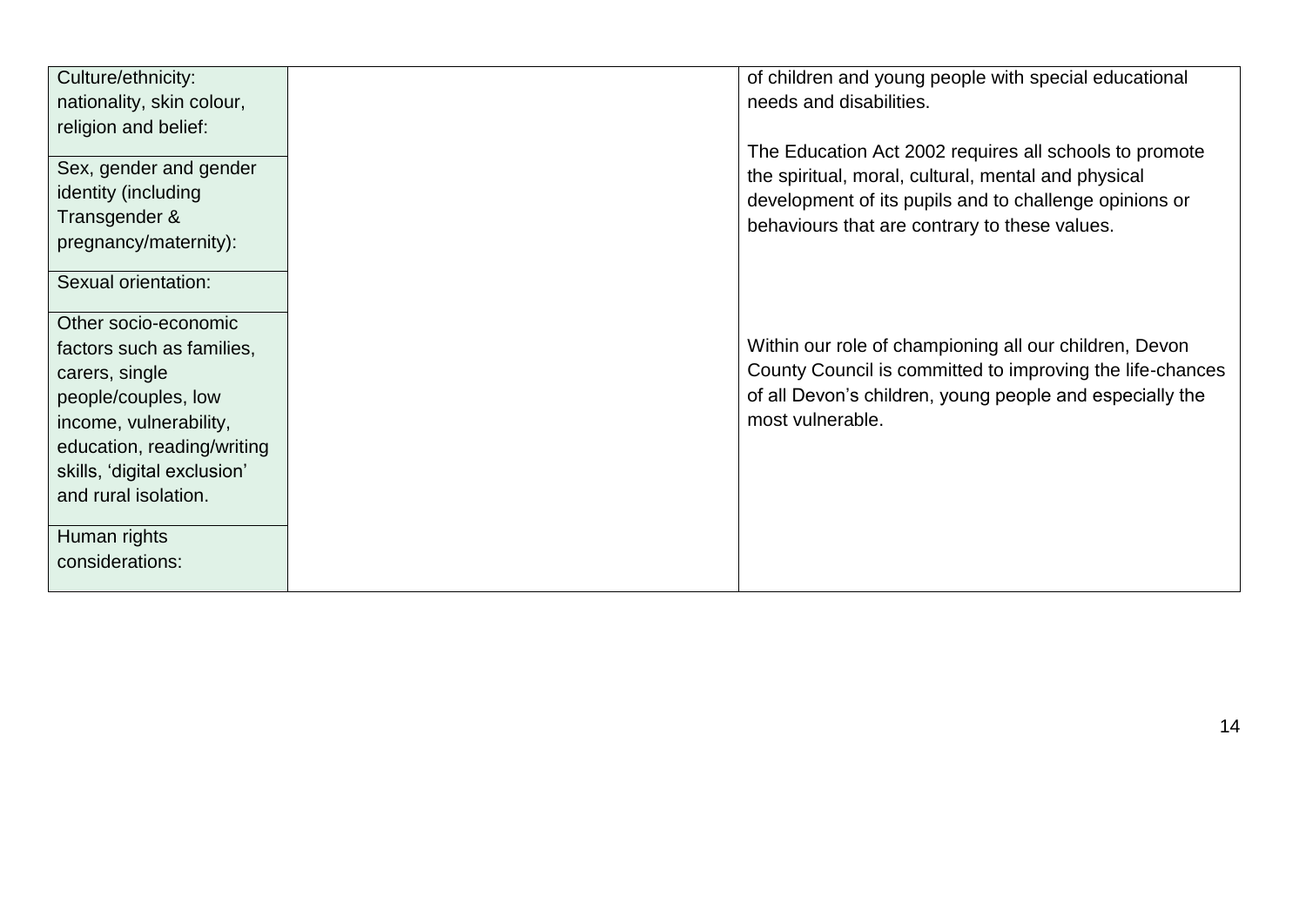| | | |
|---|---|---|
| Culture/ethnicity: nationality, skin colour, religion and belief: | | of children and young people with special educational needs and disabilities.<br><br>The Education Act 2002 requires all schools to promote the spiritual, moral, cultural, mental and physical development of its pupils and to challenge opinions or behaviours that are contrary to these values.<br><br>Within our role of championing all our children, Devon County Council is committed to improving the life-chances of all Devon's children, young people and especially the most vulnerable. |
| Sex, gender and gender identity (including Transgender & pregnancy/maternity): | | |
| Sexual orientation: | | |
| Other socio-economic factors such as families, carers, single people/couples, low income, vulnerability, education, reading/writing skills, 'digital exclusion' and rural isolation. | | |
| Human rights considerations: | | |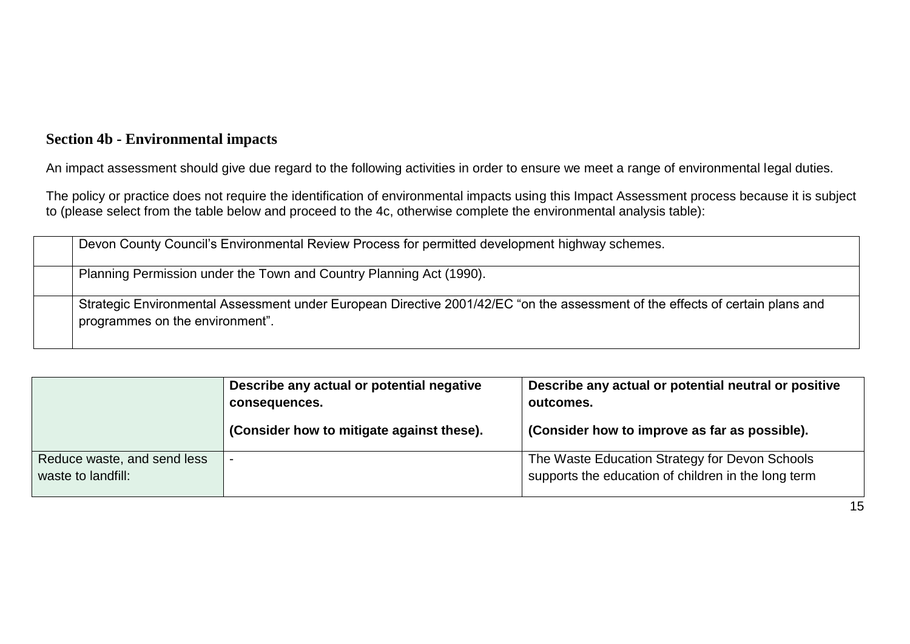## Section 4b - Environmental impacts

An impact assessment should give due regard to the following activities in order to ensure we meet a range of environmental legal duties.

The policy or practice does not require the identification of environmental impacts using this Impact Assessment process because it is subject to (please select from the table below and proceed to the 4c, otherwise complete the environmental analysis table):

| | |
|---|---|
| | Devon County Council's Environmental Review Process for permitted development highway schemes. |
| | Planning Permission under the Town and Country Planning Act (1990). |
| | Strategic Environmental Assessment under European Directive 2001/42/EC "on the assessment of the effects of certain plans and programmes on the environment". |

| | **Describe any actual or potential negative consequences.**<br><br>**(Consider how to mitigate against these).** | **Describe any actual or potential neutral or positive outcomes.**<br><br>**(Consider how to improve as far as possible).** |
|---|---|---|
| Reduce waste, and send less waste to landfill: | - | The Waste Education Strategy for Devon Schools supports the education of children in the long term |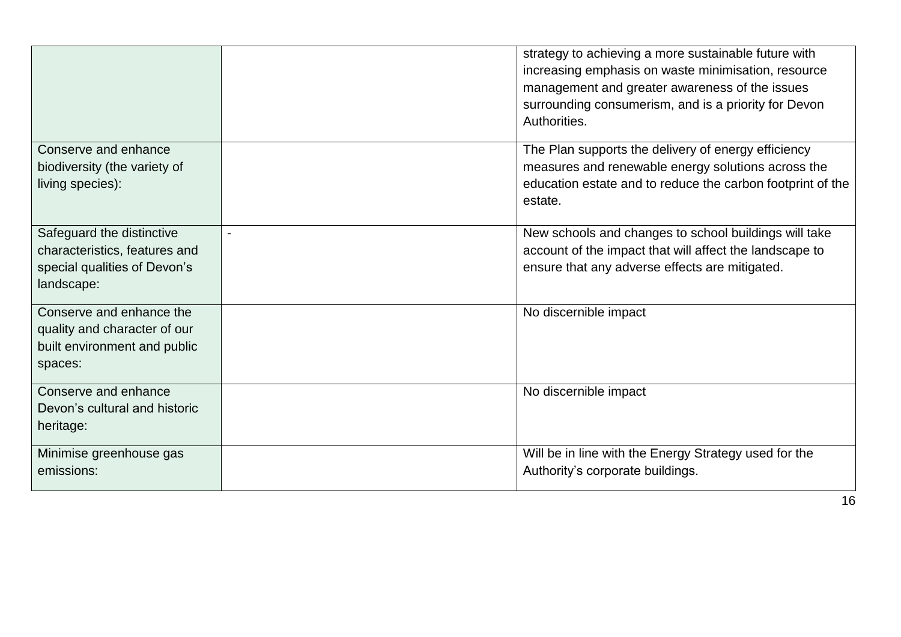| | | |
|---|---|---|
| | | strategy to achieving a more sustainable future with increasing emphasis on waste minimisation, resource management and greater awareness of the issues surrounding consumerism, and is a priority for Devon Authorities. |
| Conserve and enhance biodiversity (the variety of living species): | | The Plan supports the delivery of energy efficiency measures and renewable energy solutions across the education estate and to reduce the carbon footprint of the estate. |
| Safeguard the distinctive characteristics, features and special qualities of Devon's landscape: | - | New schools and changes to school buildings will take account of the impact that will affect the landscape to ensure that any adverse effects are mitigated. |
| Conserve and enhance the quality and character of our built environment and public spaces: | | No discernible impact |
| Conserve and enhance Devon's cultural and historic heritage: | | No discernible impact |
| Minimise greenhouse gas emissions: | | Will be in line with the Energy Strategy used for the Authority's corporate buildings. |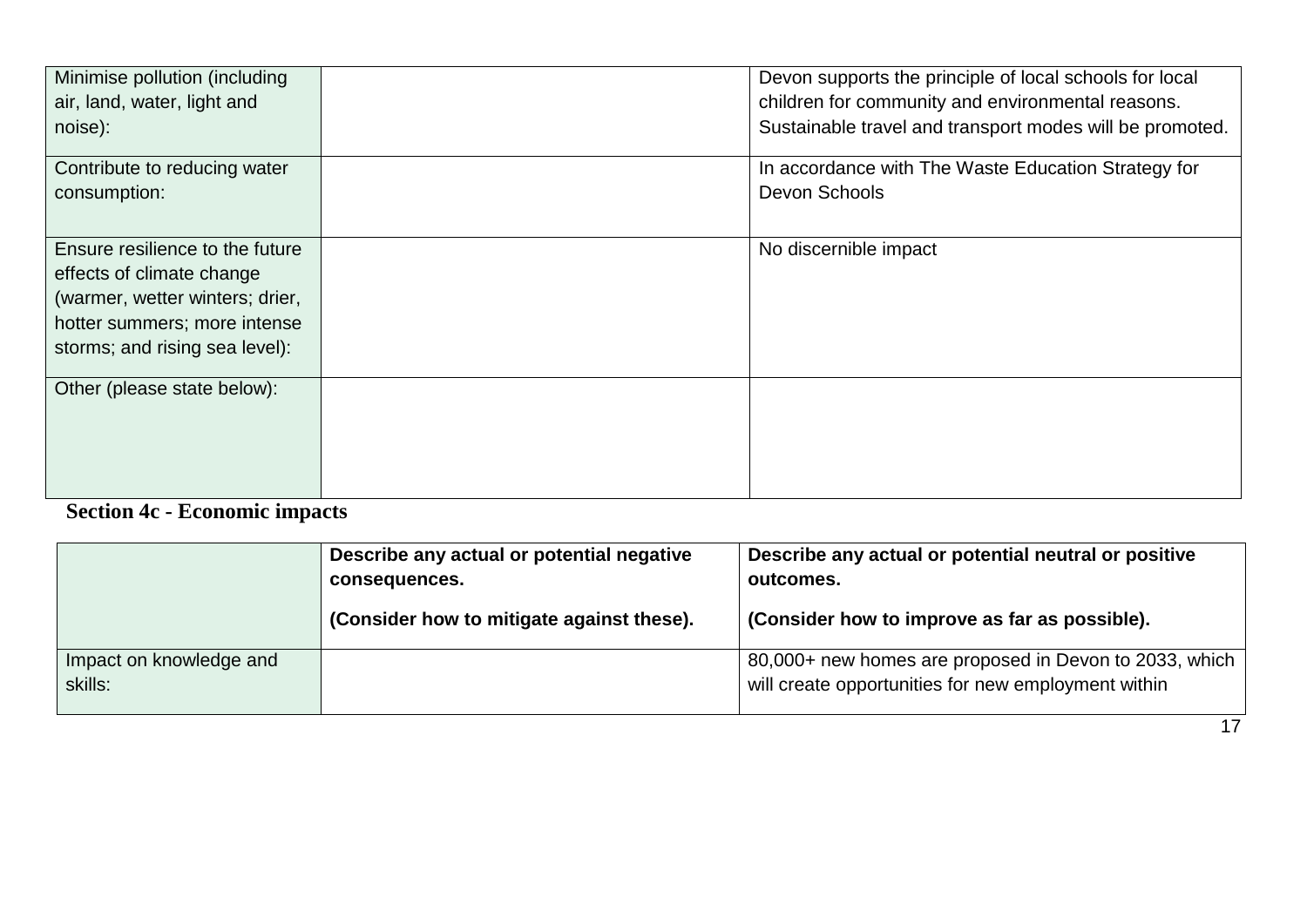| | | |
|---|---|---|
| Minimise pollution (including air, land, water, light and noise): | | Devon supports the principle of local schools for local children for community and environmental reasons. Sustainable travel and transport modes will be promoted. |
| Contribute to reducing water consumption: | | In accordance with The Waste Education Strategy for Devon Schools |
| Ensure resilience to the future effects of climate change (warmer, wetter winters; drier, hotter summers; more intense storms; and rising sea level): | | No discernible impact |
| Other (please state below): | | |

## Section 4c - Economic impacts

| | **Describe any actual or potential negative consequences.** **(Consider how to mitigate against these).** | **Describe any actual or potential neutral or positive outcomes.** **(Consider how to improve as far as possible).** |
|---|---|---|
| Impact on knowledge and skills: | | 80,000+ new homes are proposed in Devon to 2033, which will create opportunities for new employment within |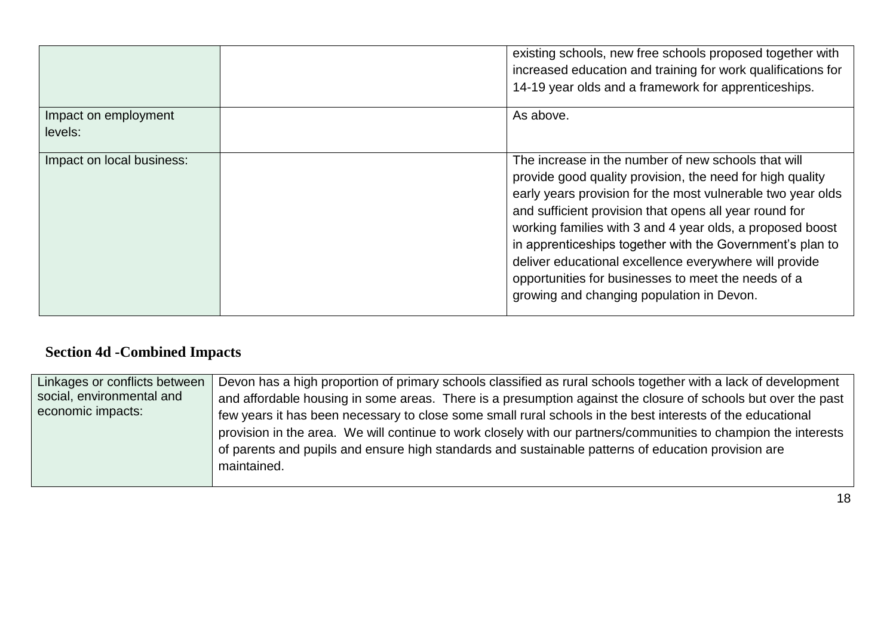| | | |
|---|---|---|
| | | existing schools, new free schools proposed together with increased education and training for work qualifications for 14-19 year olds and a framework for apprenticeships. |
| Impact on employment levels: | | As above. |
| Impact on local business: | | The increase in the number of new schools that will provide good quality provision, the need for high quality early years provision for the most vulnerable two year olds and sufficient provision that opens all year round for working families with 3 and 4 year olds, a proposed boost in apprenticeships together with the Government's plan to deliver educational excellence everywhere will provide opportunities for businesses to meet the needs of a growing and changing population in Devon. |

## Section 4d -Combined Impacts

| | |
|---|---|
| Linkages or conflicts between social, environmental and economic impacts: | Devon has a high proportion of primary schools classified as rural schools together with a lack of development and affordable housing in some areas. There is a presumption against the closure of schools but over the past few years it has been necessary to close some small rural schools in the best interests of the educational provision in the area. We will continue to work closely with our partners/communities to champion the interests of parents and pupils and ensure high standards and sustainable patterns of education provision are maintained. |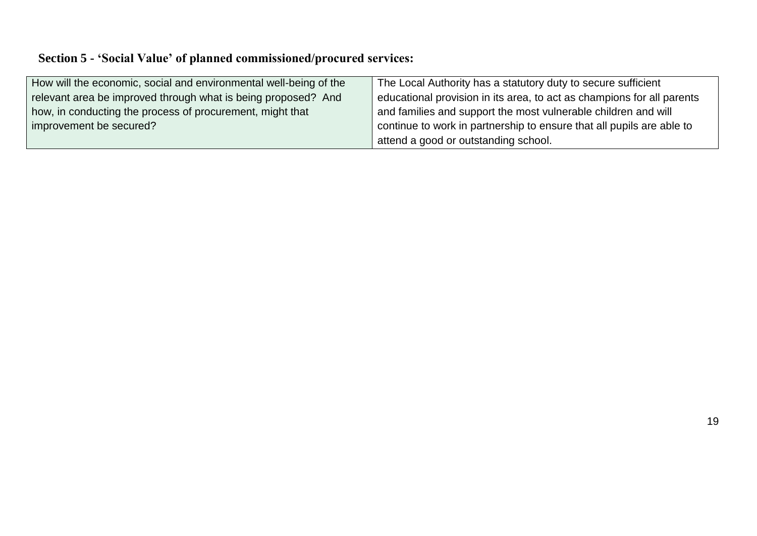**Section 5 - 'Social Value' of planned commissioned/procured services:**

| | |
|---|---|
| How will the economic, social and environmental well-being of the relevant area be improved through what is being proposed? And how, in conducting the process of procurement, might that improvement be secured? | The Local Authority has a statutory duty to secure sufficient educational provision in its area, to act as champions for all parents and families and support the most vulnerable children and will continue to work in partnership to ensure that all pupils are able to attend a good or outstanding school. |